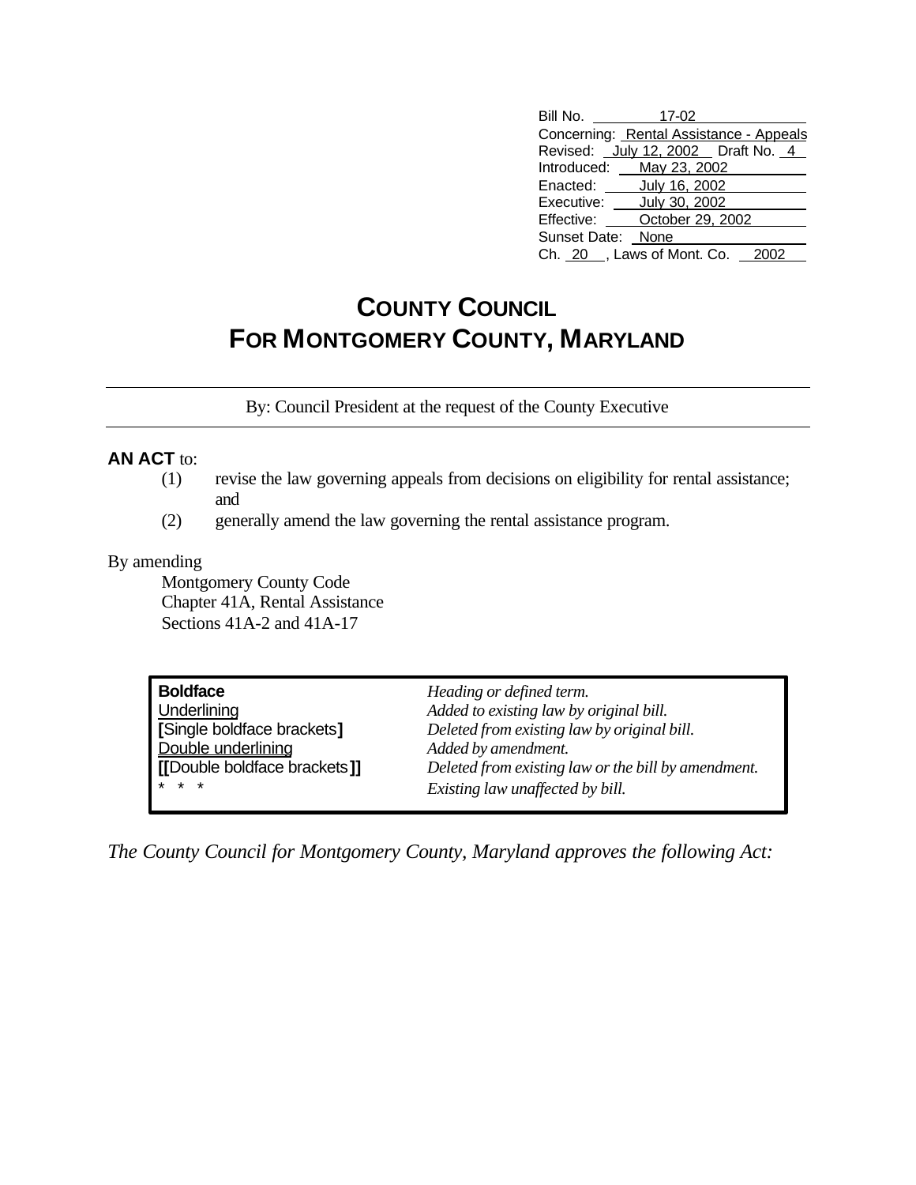Bill No. 17-02
Concerning: Rental Assistance - Appeals
Revised: July 12, 2002 Draft No. 4
Introduced: May 23, 2002
Enacted: July 16, 2002
Executive: July 30, 2002
Effective: October 29, 2002
Sunset Date: None
Ch. 20 , Laws of Mont. Co. 2002

# COUNTY COUNCIL
# FOR MONTGOMERY COUNTY, MARYLAND

By: Council President at the request of the County Executive

**AN ACT** to:

(1) revise the law governing appeals from decisions on eligibility for rental assistance; and

(2) generally amend the law governing the rental assistance program.

By amending

Montgomery County Code
Chapter 41A, Rental Assistance
Sections 41A-2 and 41A-17

| | |
|---|---|
| **Boldface** | *Heading or defined term.* |
| Underlining | *Added to existing law by original bill.* |
| **[**Single boldface brackets**]** | *Deleted from existing law by original bill.* |
| Double underlining | *Added by amendment.* |
| **[[**Double boldface brackets**]]** | *Deleted from existing law or the bill by amendment.* |
| * * * | *Existing law unaffected by bill.* |

*The County Council for Montgomery County, Maryland approves the following Act:*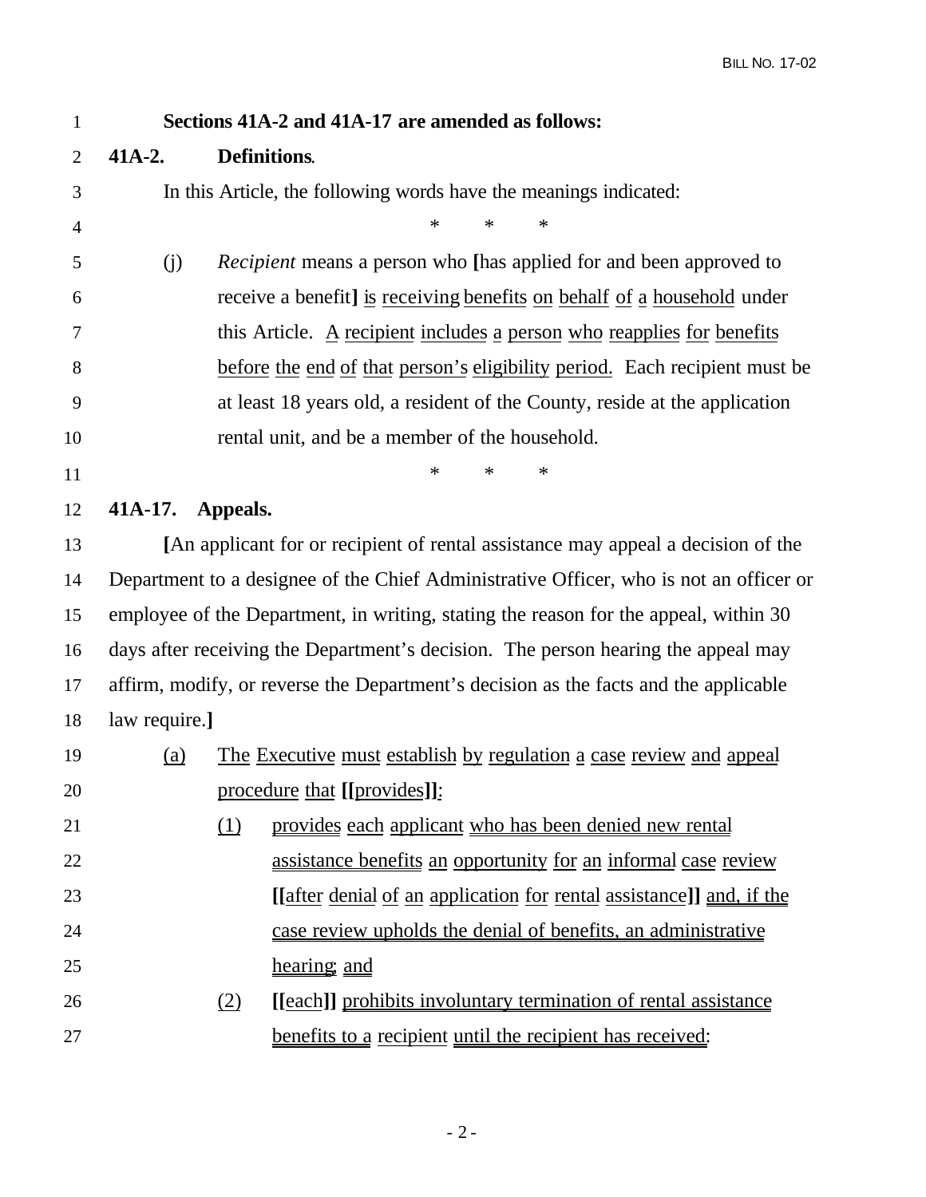**Sections 41A-2 and 41A-17 are amended as follows:**

**41A-2. Definitions.**

In this Article, the following words have the meanings indicated:

\* \* \*

(j) *Recipient* means a person who **[**has applied for and been approved to receive a benefit**]** is receiving benefits on behalf of a household under this Article. A recipient includes a person who reapplies for benefits before the end of that person's eligibility period. Each recipient must be at least 18 years old, a resident of the County, reside at the application rental unit, and be a member of the household.

\* \* \*

**41A-17. Appeals.**

**[**An applicant for or recipient of rental assistance may appeal a decision of the Department to a designee of the Chief Administrative Officer, who is not an officer or employee of the Department, in writing, stating the reason for the appeal, within 30 days after receiving the Department's decision. The person hearing the appeal may affirm, modify, or reverse the Department's decision as the facts and the applicable law require.**]**

(a) The Executive must establish by regulation a case review and appeal procedure that **[[**provides**]]**:

(1) provides each applicant who has been denied new rental assistance benefits an opportunity for an informal case review **[[**after denial of an application for rental assistance**]]** and, if the case review upholds the denial of benefits, an administrative hearing; and

(2) **[[**each**]]** prohibits involuntary termination of rental assistance benefits to a recipient until the recipient has received: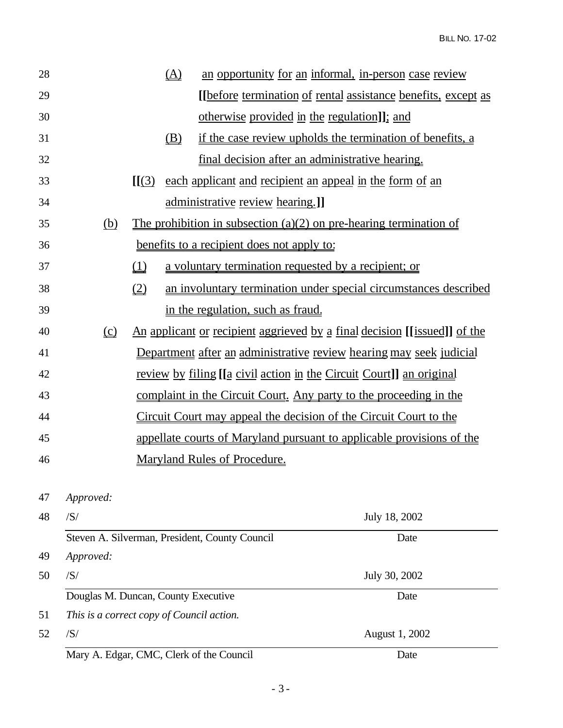28 (A) an opportunity for an informal, in-person case review

29 [[before termination of rental assistance benefits, except as

30 otherwise provided in the regulation]]; and

31 (B) if the case review upholds the termination of benefits, a

32 final decision after an administrative hearing.

33 [[(3) each applicant and recipient an appeal in the form of an

34 administrative review hearing.]]

35 (b) The prohibition in subsection (a)(2) on pre-hearing termination of

36 benefits to a recipient does not apply to:

37 (1) a voluntary termination requested by a recipient; or

38 (2) an involuntary termination under special circumstances described

39 in the regulation, such as fraud.

40 (c) An applicant or recipient aggrieved by a final decision [[issued]] of the

41 Department after an administrative review hearing may seek judicial

42 review by filing [[a civil action in the Circuit Court]] an original

43 complaint in the Circuit Court. Any party to the proceeding in the

44 Circuit Court may appeal the decision of the Circuit Court to the

45 appellate courts of Maryland pursuant to applicable provisions of the

46 Maryland Rules of Procedure.

47 *Approved:*

48 /S/ July 18, 2002

Steven A. Silverman, President, County Council — Date

49 *Approved:*

50 /S/ July 30, 2002

Douglas M. Duncan, County Executive — Date

51 *This is a correct copy of Council action.*

52 /S/ August 1, 2002

Mary A. Edgar, CMC, Clerk of the Council — Date